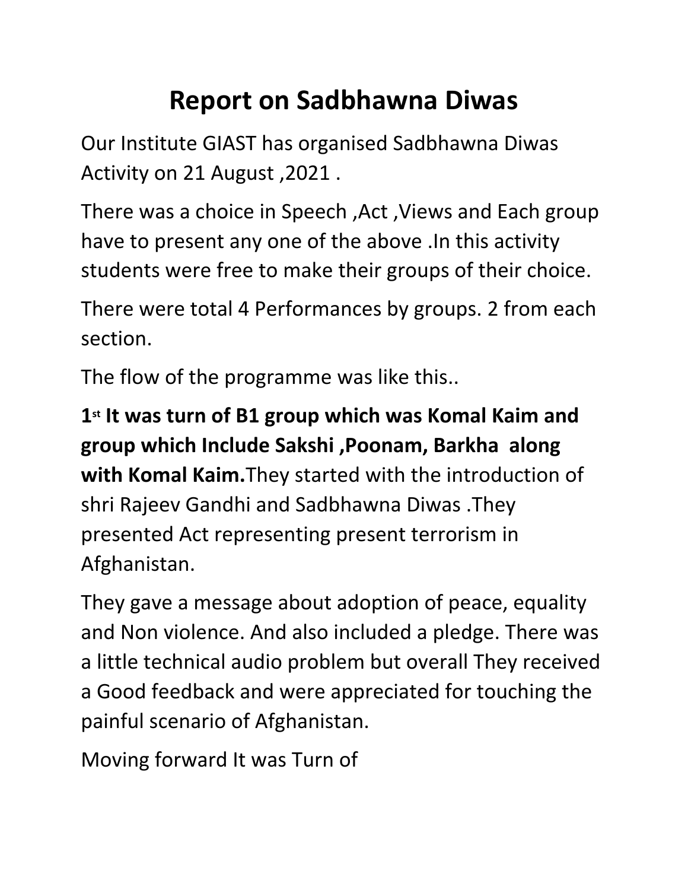# Report on Sadbhawna Diwas

Our Institute GIAST has organised Sadbhawna Diwas Activity on 21 August ,2021 .

There was a choice in Speech ,Act ,Views and Each group have to present any one of the above .In this activity students were free to make their groups of their choice.

There were total 4 Performances by groups. 2 from each section.

The flow of the programme was like this..

**1st It was turn of B1 group which was Komal Kaim and group which Include Sakshi ,Poonam, Barkha along with Komal Kaim.**They started with the introduction of shri Rajeev Gandhi and Sadbhawna Diwas .They presented Act representing present terrorism in Afghanistan.

They gave a message about adoption of peace, equality and Non violence. And also included a pledge. There was a little technical audio problem but overall They received a Good feedback and were appreciated for touching the painful scenario of Afghanistan.

Moving forward It was Turn of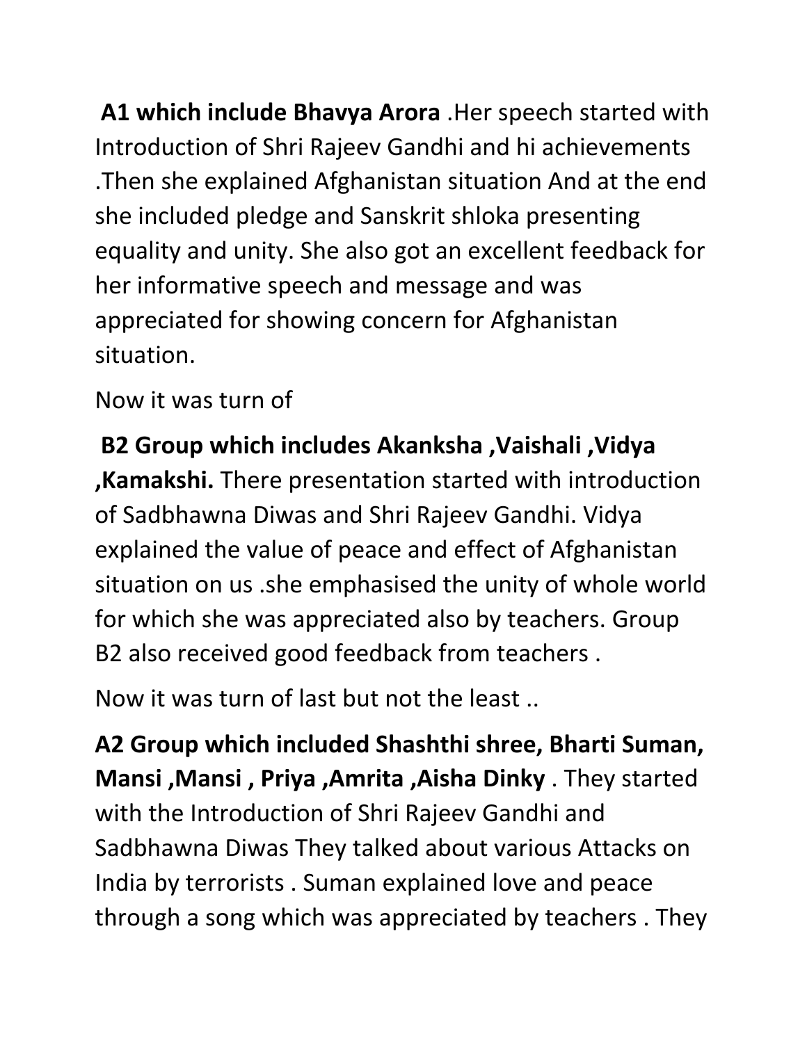**A1 which include Bhavya Arora** .Her speech started with Introduction of Shri Rajeev Gandhi and hi achievements .Then she explained Afghanistan situation And at the end she included pledge and Sanskrit shloka presenting equality and unity. She also got an excellent feedback for her informative speech and message and was appreciated for showing concern for Afghanistan situation.

Now it was turn of

**B2 Group which includes Akanksha ,Vaishali ,Vidya ,Kamakshi.** There presentation started with introduction of Sadbhawna Diwas and Shri Rajeev Gandhi. Vidya explained the value of peace and effect of Afghanistan situation on us .she emphasised the unity of whole world for which she was appreciated also by teachers. Group B2 also received good feedback from teachers .

Now it was turn of last but not the least ..

**A2 Group which included Shashthi shree, Bharti Suman, Mansi ,Mansi , Priya ,Amrita ,Aisha Dinky** . They started with the Introduction of Shri Rajeev Gandhi and Sadbhawna Diwas They talked about various Attacks on India by terrorists . Suman explained love and peace through a song which was appreciated by teachers . They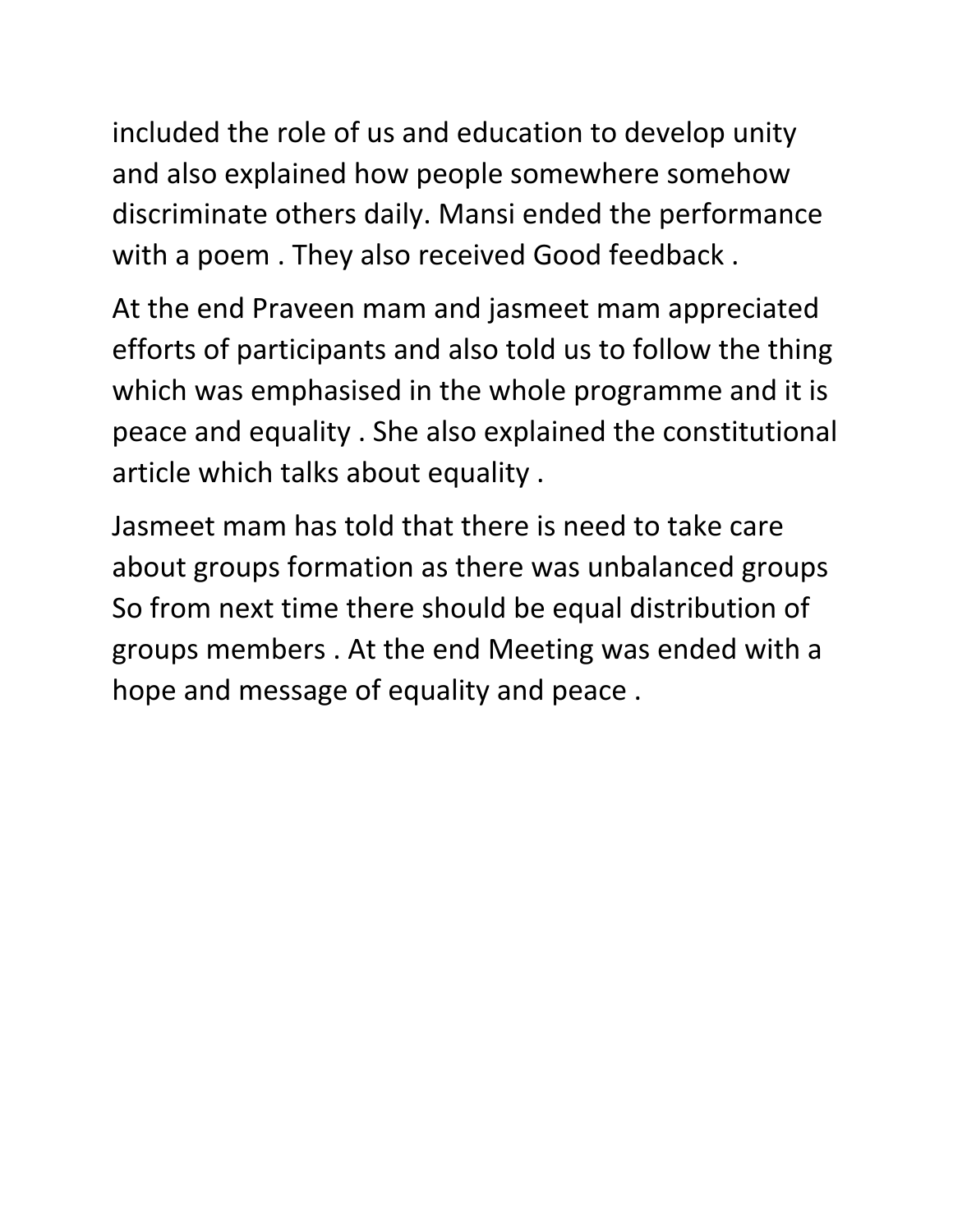included the role of us and education to develop unity and also explained how people somewhere somehow discriminate others daily. Mansi ended the performance with a poem . They also received Good feedback .

At the end Praveen mam and jasmeet mam appreciated efforts of participants and also told us to follow the thing which was emphasised in the whole programme and it is peace and equality . She also explained the constitutional article which talks about equality .

Jasmeet mam has told that there is need to take care about groups formation as there was unbalanced groups So from next time there should be equal distribution of groups members . At the end Meeting was ended with a hope and message of equality and peace .